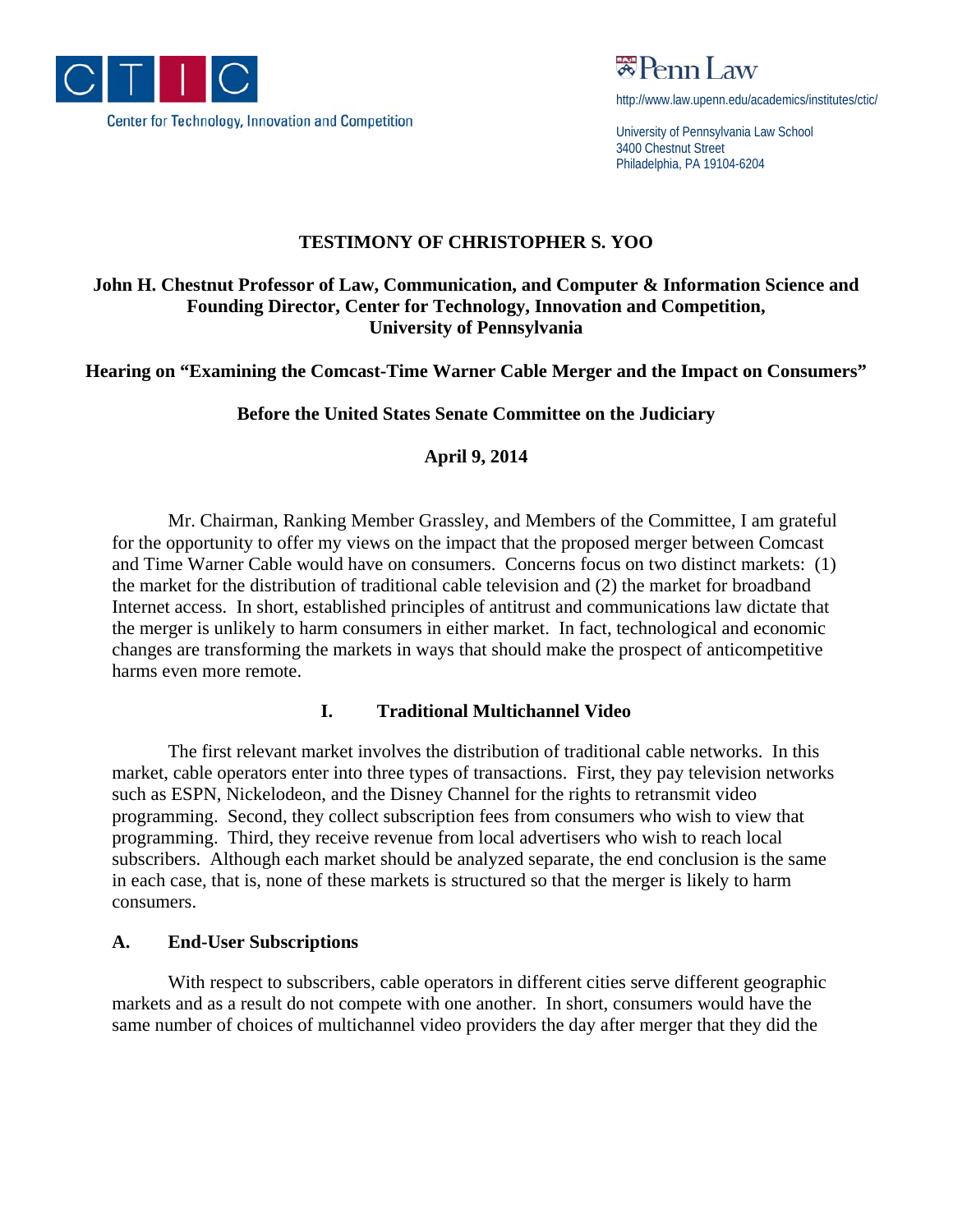CTIC

Center for Technology, Innovation and Competition

Penn Law

http://www.law.upenn.edu/academics/institutes/ctic/

University of Pennsylvania Law School
3400 Chestnut Street
Philadelphia, PA 19104-6204

# TESTIMONY OF CHRISTOPHER S. YOO

**John H. Chestnut Professor of Law, Communication, and Computer & Information Science and Founding Director, Center for Technology, Innovation and Competition, University of Pennsylvania**

**Hearing on "Examining the Comcast-Time Warner Cable Merger and the Impact on Consumers"**

**Before the United States Senate Committee on the Judiciary**

**April 9, 2014**

Mr. Chairman, Ranking Member Grassley, and Members of the Committee, I am grateful for the opportunity to offer my views on the impact that the proposed merger between Comcast and Time Warner Cable would have on consumers. Concerns focus on two distinct markets: (1) the market for the distribution of traditional cable television and (2) the market for broadband Internet access. In short, established principles of antitrust and communications law dictate that the merger is unlikely to harm consumers in either market. In fact, technological and economic changes are transforming the markets in ways that should make the prospect of anticompetitive harms even more remote.

## I. Traditional Multichannel Video

The first relevant market involves the distribution of traditional cable networks. In this market, cable operators enter into three types of transactions. First, they pay television networks such as ESPN, Nickelodeon, and the Disney Channel for the rights to retransmit video programming. Second, they collect subscription fees from consumers who wish to view that programming. Third, they receive revenue from local advertisers who wish to reach local subscribers. Although each market should be analyzed separate, the end conclusion is the same in each case, that is, none of these markets is structured so that the merger is likely to harm consumers.

### A. End-User Subscriptions

With respect to subscribers, cable operators in different cities serve different geographic markets and as a result do not compete with one another. In short, consumers would have the same number of choices of multichannel video providers the day after merger that they did the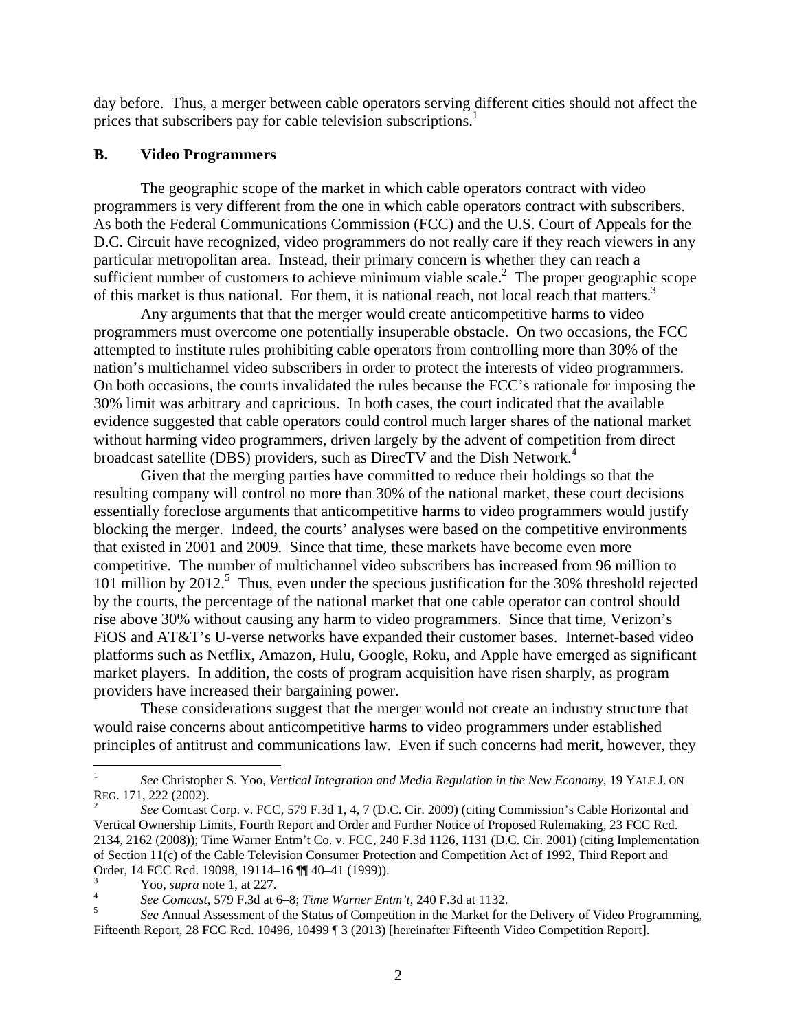day before. Thus, a merger between cable operators serving different cities should not affect the prices that subscribers pay for cable television subscriptions.[1]

### B. Video Programmers

The geographic scope of the market in which cable operators contract with video programmers is very different from the one in which cable operators contract with subscribers. As both the Federal Communications Commission (FCC) and the U.S. Court of Appeals for the D.C. Circuit have recognized, video programmers do not really care if they reach viewers in any particular metropolitan area. Instead, their primary concern is whether they can reach a sufficient number of customers to achieve minimum viable scale.[2] The proper geographic scope of this market is thus national. For them, it is national reach, not local reach that matters.[3]

Any arguments that that the merger would create anticompetitive harms to video programmers must overcome one potentially insuperable obstacle. On two occasions, the FCC attempted to institute rules prohibiting cable operators from controlling more than 30% of the nation's multichannel video subscribers in order to protect the interests of video programmers. On both occasions, the courts invalidated the rules because the FCC's rationale for imposing the 30% limit was arbitrary and capricious. In both cases, the court indicated that the available evidence suggested that cable operators could control much larger shares of the national market without harming video programmers, driven largely by the advent of competition from direct broadcast satellite (DBS) providers, such as DirecTV and the Dish Network.[4]

Given that the merging parties have committed to reduce their holdings so that the resulting company will control no more than 30% of the national market, these court decisions essentially foreclose arguments that anticompetitive harms to video programmers would justify blocking the merger. Indeed, the courts' analyses were based on the competitive environments that existed in 2001 and 2009. Since that time, these markets have become even more competitive. The number of multichannel video subscribers has increased from 96 million to 101 million by 2012.[5] Thus, even under the specious justification for the 30% threshold rejected by the courts, the percentage of the national market that one cable operator can control should rise above 30% without causing any harm to video programmers. Since that time, Verizon's FiOS and AT&T's U-verse networks have expanded their customer bases. Internet-based video platforms such as Netflix, Amazon, Hulu, Google, Roku, and Apple have emerged as significant market players. In addition, the costs of program acquisition have risen sharply, as program providers have increased their bargaining power.

These considerations suggest that the merger would not create an industry structure that would raise concerns about anticompetitive harms to video programmers under established principles of antitrust and communications law. Even if such concerns had merit, however, they

---

[1] *See* Christopher S. Yoo, *Vertical Integration and Media Regulation in the New Economy*, 19 YALE J. ON REG. 171, 222 (2002).

[2] *See* Comcast Corp. v. FCC, 579 F.3d 1, 4, 7 (D.C. Cir. 2009) (citing Commission's Cable Horizontal and Vertical Ownership Limits, Fourth Report and Order and Further Notice of Proposed Rulemaking, 23 FCC Rcd. 2134, 2162 (2008)); Time Warner Entm't Co. v. FCC, 240 F.3d 1126, 1131 (D.C. Cir. 2001) (citing Implementation of Section 11(c) of the Cable Television Consumer Protection and Competition Act of 1992, Third Report and Order, 14 FCC Rcd. 19098, 19114–16 ¶¶ 40–41 (1999)).

[3] Yoo, *supra* note 1, at 227.

[4] *See Comcast*, 579 F.3d at 6–8; *Time Warner Entm't*, 240 F.3d at 1132.

[5] *See* Annual Assessment of the Status of Competition in the Market for the Delivery of Video Programming, Fifteenth Report, 28 FCC Rcd. 10496, 10499 ¶ 3 (2013) [hereinafter Fifteenth Video Competition Report].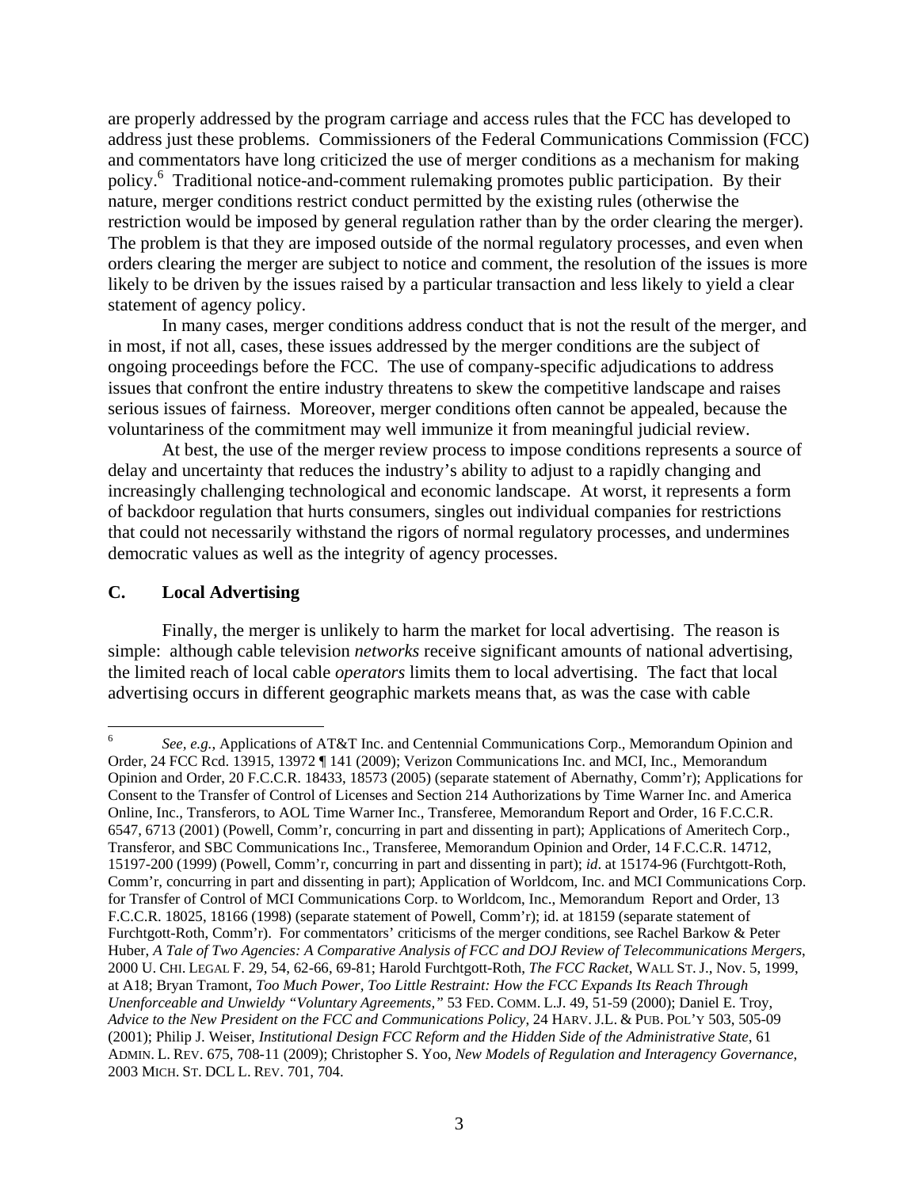are properly addressed by the program carriage and access rules that the FCC has developed to address just these problems. Commissioners of the Federal Communications Commission (FCC) and commentators have long criticized the use of merger conditions as a mechanism for making policy.[6] Traditional notice-and-comment rulemaking promotes public participation. By their nature, merger conditions restrict conduct permitted by the existing rules (otherwise the restriction would be imposed by general regulation rather than by the order clearing the merger). The problem is that they are imposed outside of the normal regulatory processes, and even when orders clearing the merger are subject to notice and comment, the resolution of the issues is more likely to be driven by the issues raised by a particular transaction and less likely to yield a clear statement of agency policy.

In many cases, merger conditions address conduct that is not the result of the merger, and in most, if not all, cases, these issues addressed by the merger conditions are the subject of ongoing proceedings before the FCC. The use of company-specific adjudications to address issues that confront the entire industry threatens to skew the competitive landscape and raises serious issues of fairness. Moreover, merger conditions often cannot be appealed, because the voluntariness of the commitment may well immunize it from meaningful judicial review.

At best, the use of the merger review process to impose conditions represents a source of delay and uncertainty that reduces the industry's ability to adjust to a rapidly changing and increasingly challenging technological and economic landscape. At worst, it represents a form of backdoor regulation that hurts consumers, singles out individual companies for restrictions that could not necessarily withstand the rigors of normal regulatory processes, and undermines democratic values as well as the integrity of agency processes.

### C. Local Advertising

Finally, the merger is unlikely to harm the market for local advertising. The reason is simple: although cable television *networks* receive significant amounts of national advertising, the limited reach of local cable *operators* limits them to local advertising. The fact that local advertising occurs in different geographic markets means that, as was the case with cable

---

[6] *See, e.g.*, Applications of AT&T Inc. and Centennial Communications Corp., Memorandum Opinion and Order, 24 FCC Rcd. 13915, 13972 ¶ 141 (2009); Verizon Communications Inc. and MCI, Inc., Memorandum Opinion and Order, 20 F.C.C.R. 18433, 18573 (2005) (separate statement of Abernathy, Comm'r); Applications for Consent to the Transfer of Control of Licenses and Section 214 Authorizations by Time Warner Inc. and America Online, Inc., Transferors, to AOL Time Warner Inc., Transferee, Memorandum Report and Order, 16 F.C.C.R. 6547, 6713 (2001) (Powell, Comm'r, concurring in part and dissenting in part); Applications of Ameritech Corp., Transferor, and SBC Communications Inc., Transferee, Memorandum Opinion and Order, 14 F.C.C.R. 14712, 15197-200 (1999) (Powell, Comm'r, concurring in part and dissenting in part); *id*. at 15174-96 (Furchtgott-Roth, Comm'r, concurring in part and dissenting in part); Application of Worldcom, Inc. and MCI Communications Corp. for Transfer of Control of MCI Communications Corp. to Worldcom, Inc., Memorandum Report and Order, 13 F.C.C.R. 18025, 18166 (1998) (separate statement of Powell, Comm'r); id. at 18159 (separate statement of Furchtgott-Roth, Comm'r). For commentators' criticisms of the merger conditions, see Rachel Barkow & Peter Huber, *A Tale of Two Agencies: A Comparative Analysis of FCC and DOJ Review of Telecommunications Mergers*, 2000 U. CHI. LEGAL F. 29, 54, 62-66, 69-81; Harold Furchtgott-Roth, *The FCC Racket*, WALL ST. J., Nov. 5, 1999, at A18; Bryan Tramont, *Too Much Power, Too Little Restraint: How the FCC Expands Its Reach Through Unenforceable and Unwieldy "Voluntary Agreements,"* 53 FED. COMM. L.J. 49, 51-59 (2000); Daniel E. Troy, *Advice to the New President on the FCC and Communications Policy*, 24 HARV. J.L. & PUB. POL'Y 503, 505-09 (2001); Philip J. Weiser, *Institutional Design FCC Reform and the Hidden Side of the Administrative State*, 61 ADMIN. L. REV. 675, 708-11 (2009); Christopher S. Yoo, *New Models of Regulation and Interagency Governance*, 2003 MICH. ST. DCL L. REV. 701, 704.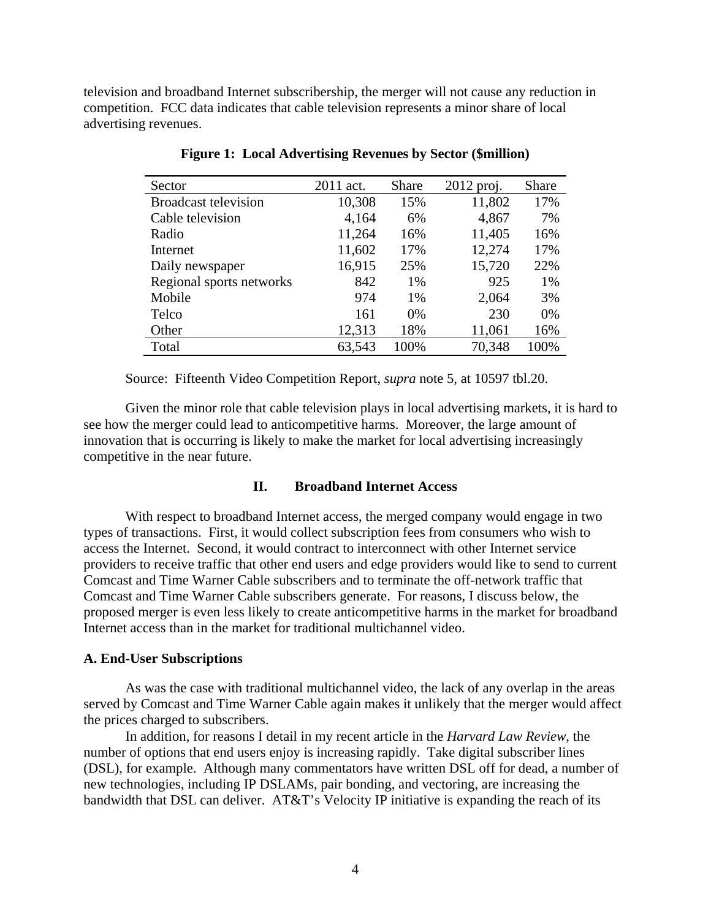television and broadband Internet subscribership, the merger will not cause any reduction in competition. FCC data indicates that cable television represents a minor share of local advertising revenues.

**Figure 1: Local Advertising Revenues by Sector ($million)**

| Sector | 2011 act. | Share | 2012 proj. | Share |
|---|---|---|---|---|
| Broadcast television | 10,308 | 15% | 11,802 | 17% |
| Cable television | 4,164 | 6% | 4,867 | 7% |
| Radio | 11,264 | 16% | 11,405 | 16% |
| Internet | 11,602 | 17% | 12,274 | 17% |
| Daily newspaper | 16,915 | 25% | 15,720 | 22% |
| Regional sports networks | 842 | 1% | 925 | 1% |
| Mobile | 974 | 1% | 2,064 | 3% |
| Telco | 161 | 0% | 230 | 0% |
| Other | 12,313 | 18% | 11,061 | 16% |
| Total | 63,543 | 100% | 70,348 | 100% |

Source: Fifteenth Video Competition Report, *supra* note 5, at 10597 tbl.20.

Given the minor role that cable television plays in local advertising markets, it is hard to see how the merger could lead to anticompetitive harms. Moreover, the large amount of innovation that is occurring is likely to make the market for local advertising increasingly competitive in the near future.

## II. Broadband Internet Access

With respect to broadband Internet access, the merged company would engage in two types of transactions. First, it would collect subscription fees from consumers who wish to access the Internet. Second, it would contract to interconnect with other Internet service providers to receive traffic that other end users and edge providers would like to send to current Comcast and Time Warner Cable subscribers and to terminate the off-network traffic that Comcast and Time Warner Cable subscribers generate. For reasons, I discuss below, the proposed merger is even less likely to create anticompetitive harms in the market for broadband Internet access than in the market for traditional multichannel video.

### A. End-User Subscriptions

As was the case with traditional multichannel video, the lack of any overlap in the areas served by Comcast and Time Warner Cable again makes it unlikely that the merger would affect the prices charged to subscribers.

In addition, for reasons I detail in my recent article in the *Harvard Law Review*, the number of options that end users enjoy is increasing rapidly. Take digital subscriber lines (DSL), for example. Although many commentators have written DSL off for dead, a number of new technologies, including IP DSLAMs, pair bonding, and vectoring, are increasing the bandwidth that DSL can deliver. AT&T's Velocity IP initiative is expanding the reach of its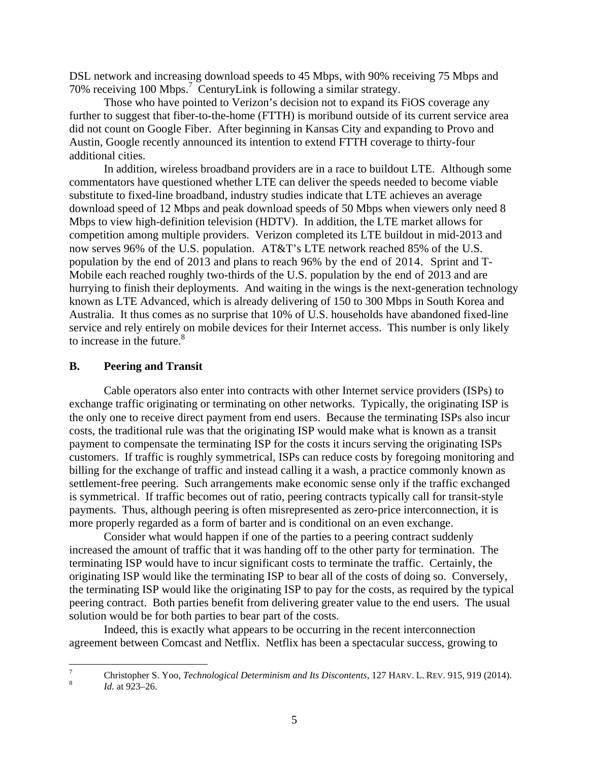DSL network and increasing download speeds to 45 Mbps, with 90% receiving 75 Mbps and 70% receiving 100 Mbps.[7] CenturyLink is following a similar strategy.

Those who have pointed to Verizon's decision not to expand its FiOS coverage any further to suggest that fiber-to-the-home (FTTH) is moribund outside of its current service area did not count on Google Fiber. After beginning in Kansas City and expanding to Provo and Austin, Google recently announced its intention to extend FTTH coverage to thirty-four additional cities.

In addition, wireless broadband providers are in a race to buildout LTE. Although some commentators have questioned whether LTE can deliver the speeds needed to become viable substitute to fixed-line broadband, industry studies indicate that LTE achieves an average download speed of 12 Mbps and peak download speeds of 50 Mbps when viewers only need 8 Mbps to view high-definition television (HDTV). In addition, the LTE market allows for competition among multiple providers. Verizon completed its LTE buildout in mid-2013 and now serves 96% of the U.S. population. AT&T's LTE network reached 85% of the U.S. population by the end of 2013 and plans to reach 96% by the end of 2014. Sprint and T-Mobile each reached roughly two-thirds of the U.S. population by the end of 2013 and are hurrying to finish their deployments. And waiting in the wings is the next-generation technology known as LTE Advanced, which is already delivering of 150 to 300 Mbps in South Korea and Australia. It thus comes as no surprise that 10% of U.S. households have abandoned fixed-line service and rely entirely on mobile devices for their Internet access. This number is only likely to increase in the future.[8]

## B. Peering and Transit

Cable operators also enter into contracts with other Internet service providers (ISPs) to exchange traffic originating or terminating on other networks. Typically, the originating ISP is the only one to receive direct payment from end users. Because the terminating ISPs also incur costs, the traditional rule was that the originating ISP would make what is known as a transit payment to compensate the terminating ISP for the costs it incurs serving the originating ISPs customers. If traffic is roughly symmetrical, ISPs can reduce costs by foregoing monitoring and billing for the exchange of traffic and instead calling it a wash, a practice commonly known as settlement-free peering. Such arrangements make economic sense only if the traffic exchanged is symmetrical. If traffic becomes out of ratio, peering contracts typically call for transit-style payments. Thus, although peering is often misrepresented as zero-price interconnection, it is more properly regarded as a form of barter and is conditional on an even exchange.

Consider what would happen if one of the parties to a peering contract suddenly increased the amount of traffic that it was handing off to the other party for termination. The terminating ISP would have to incur significant costs to terminate the traffic. Certainly, the originating ISP would like the terminating ISP to bear all of the costs of doing so. Conversely, the terminating ISP would like the originating ISP to pay for the costs, as required by the typical peering contract. Both parties benefit from delivering greater value to the end users. The usual solution would be for both parties to bear part of the costs.

Indeed, this is exactly what appears to be occurring in the recent interconnection agreement between Comcast and Netflix. Netflix has been a spectacular success, growing to

---

[7] Christopher S. Yoo, *Technological Determinism and Its Discontents*, 127 HARV. L. REV. 915, 919 (2014).

[8] *Id.* at 923–26.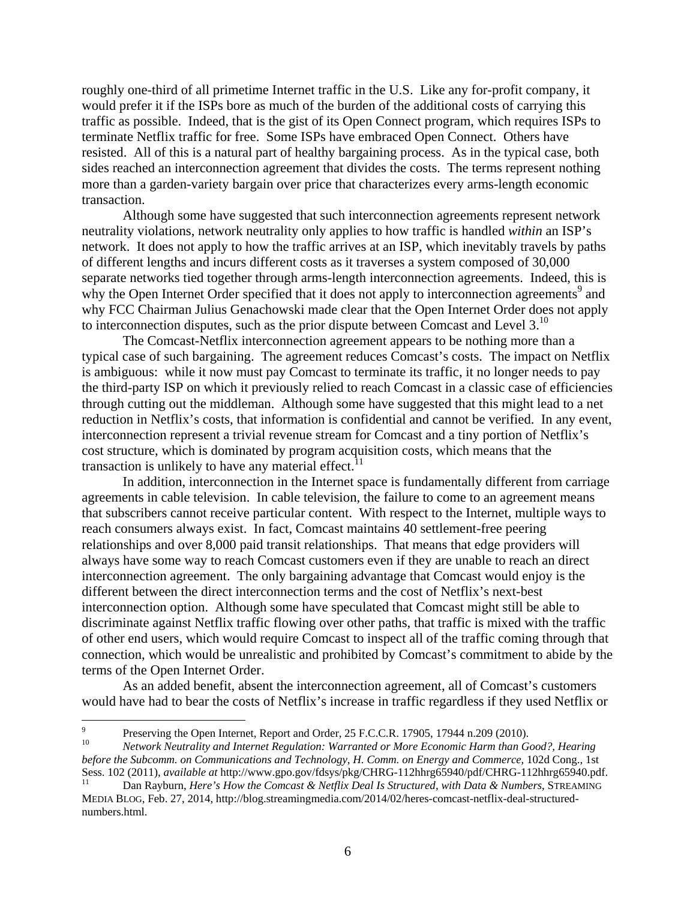roughly one-third of all primetime Internet traffic in the U.S. Like any for-profit company, it would prefer it if the ISPs bore as much of the burden of the additional costs of carrying this traffic as possible. Indeed, that is the gist of its Open Connect program, which requires ISPs to terminate Netflix traffic for free. Some ISPs have embraced Open Connect. Others have resisted. All of this is a natural part of healthy bargaining process. As in the typical case, both sides reached an interconnection agreement that divides the costs. The terms represent nothing more than a garden-variety bargain over price that characterizes every arms-length economic transaction.

Although some have suggested that such interconnection agreements represent network neutrality violations, network neutrality only applies to how traffic is handled *within* an ISP's network. It does not apply to how the traffic arrives at an ISP, which inevitably travels by paths of different lengths and incurs different costs as it traverses a system composed of 30,000 separate networks tied together through arms-length interconnection agreements. Indeed, this is why the Open Internet Order specified that it does not apply to interconnection agreements[9] and why FCC Chairman Julius Genachowski made clear that the Open Internet Order does not apply to interconnection disputes, such as the prior dispute between Comcast and Level 3.[10]

The Comcast-Netflix interconnection agreement appears to be nothing more than a typical case of such bargaining. The agreement reduces Comcast's costs. The impact on Netflix is ambiguous: while it now must pay Comcast to terminate its traffic, it no longer needs to pay the third-party ISP on which it previously relied to reach Comcast in a classic case of efficiencies through cutting out the middleman. Although some have suggested that this might lead to a net reduction in Netflix's costs, that information is confidential and cannot be verified. In any event, interconnection represent a trivial revenue stream for Comcast and a tiny portion of Netflix's cost structure, which is dominated by program acquisition costs, which means that the transaction is unlikely to have any material effect.[11]

In addition, interconnection in the Internet space is fundamentally different from carriage agreements in cable television. In cable television, the failure to come to an agreement means that subscribers cannot receive particular content. With respect to the Internet, multiple ways to reach consumers always exist. In fact, Comcast maintains 40 settlement-free peering relationships and over 8,000 paid transit relationships. That means that edge providers will always have some way to reach Comcast customers even if they are unable to reach an direct interconnection agreement. The only bargaining advantage that Comcast would enjoy is the different between the direct interconnection terms and the cost of Netflix's next-best interconnection option. Although some have speculated that Comcast might still be able to discriminate against Netflix traffic flowing over other paths, that traffic is mixed with the traffic of other end users, which would require Comcast to inspect all of the traffic coming through that connection, which would be unrealistic and prohibited by Comcast's commitment to abide by the terms of the Open Internet Order.

As an added benefit, absent the interconnection agreement, all of Comcast's customers would have had to bear the costs of Netflix's increase in traffic regardless if they used Netflix or

---

[9] Preserving the Open Internet, Report and Order, 25 F.C.C.R. 17905, 17944 n.209 (2010).

[10] *Network Neutrality and Internet Regulation: Warranted or More Economic Harm than Good?, Hearing before the Subcomm. on Communications and Technology, H. Comm. on Energy and Commerce*, 102d Cong., 1st Sess. 102 (2011), *available at* http://www.gpo.gov/fdsys/pkg/CHRG-112hhrg65940/pdf/CHRG-112hhrg65940.pdf.

[11] Dan Rayburn, *Here's How the Comcast & Netflix Deal Is Structured, with Data & Numbers*, STREAMING MEDIA BLOG, Feb. 27, 2014, http://blog.streamingmedia.com/2014/02/heres-comcast-netflix-deal-structured-numbers.html.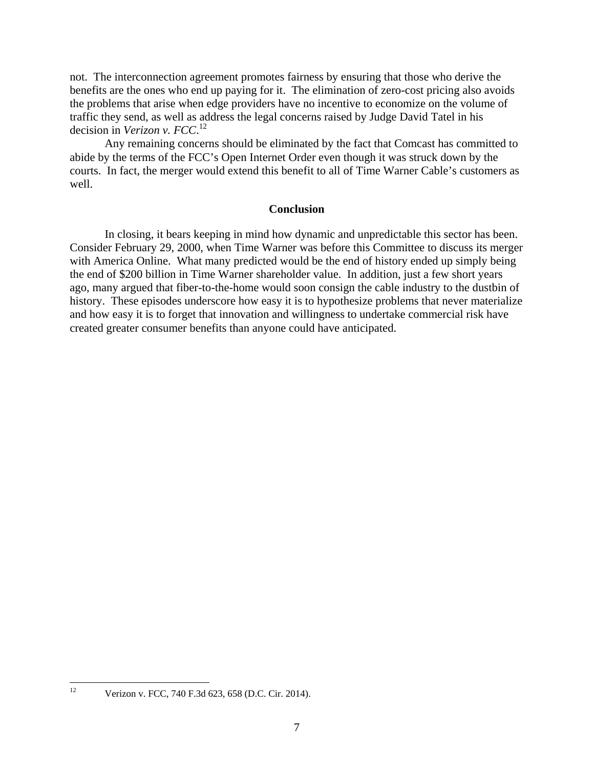not. The interconnection agreement promotes fairness by ensuring that those who derive the benefits are the ones who end up paying for it. The elimination of zero-cost pricing also avoids the problems that arise when edge providers have no incentive to economize on the volume of traffic they send, as well as address the legal concerns raised by Judge David Tatel in his decision in *Verizon v. FCC*.[12]

Any remaining concerns should be eliminated by the fact that Comcast has committed to abide by the terms of the FCC's Open Internet Order even though it was struck down by the courts. In fact, the merger would extend this benefit to all of Time Warner Cable's customers as well.

## Conclusion

In closing, it bears keeping in mind how dynamic and unpredictable this sector has been. Consider February 29, 2000, when Time Warner was before this Committee to discuss its merger with America Online. What many predicted would be the end of history ended up simply being the end of $200 billion in Time Warner shareholder value. In addition, just a few short years ago, many argued that fiber-to-the-home would soon consign the cable industry to the dustbin of history. These episodes underscore how easy it is to hypothesize problems that never materialize and how easy it is to forget that innovation and willingness to undertake commercial risk have created greater consumer benefits than anyone could have anticipated.

---

[12] Verizon v. FCC, 740 F.3d 623, 658 (D.C. Cir. 2014).